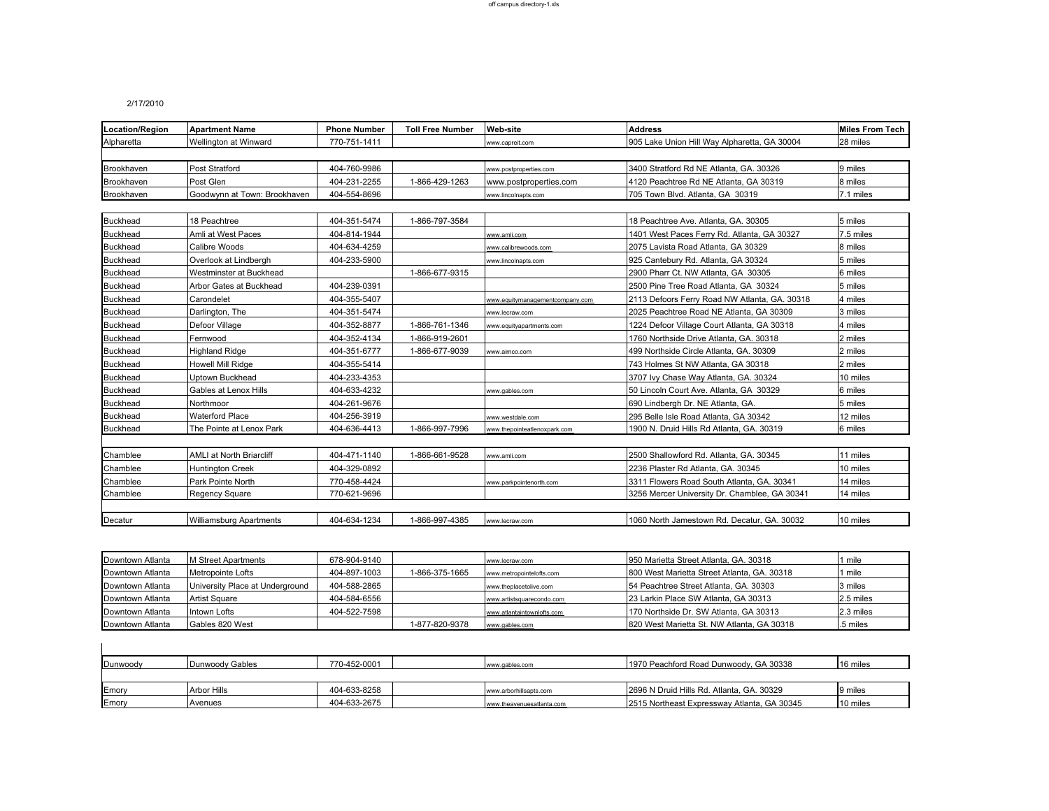2/17/2010

| Location/Region | Apartment Name | Phone Number | Toll Free Number | Web-site | Address | Miles From Tech |
|---|---|---|---|---|---|---|
| Alpharetta | Wellington at Winward | 770-751-1411 | | www.capreit.com | 905 Lake Union Hill Way Alpharetta, GA 30004 | 28 miles |
| | | | | | | |
| Brookhaven | Post Stratford | 404-760-9986 | | www.postproperties.com | 3400 Stratford Rd NE Atlanta, GA. 30326 | 9 miles |
| Brookhaven | Post Glen | 404-231-2255 | 1-866-429-1263 | www.postproperties.com | 4120 Peachtree Rd NE Atlanta, GA 30319 | 8 miles |
| Brookhaven | Goodwynn at Town: Brookhaven | 404-554-8696 | | www.lincolnapts.com | 705 Town Blvd. Atlanta, GA 30319 | 7.1 miles |
| | | | | | | |
| Buckhead | 18 Peachtree | 404-351-5474 | 1-866-797-3584 | | 18 Peachtree Ave. Atlanta, GA. 30305 | 5 miles |
| Buckhead | Amli at West Paces | 404-814-1944 | | www.amli.com | 1401 West Paces Ferry Rd. Atlanta, GA 30327 | 7.5 miles |
| Buckhead | Calibre Woods | 404-634-4259 | | www.calibrewoods.com | 2075 Lavista Road Atlanta, GA 30329 | 8 miles |
| Buckhead | Overlook at Lindbergh | 404-233-5900 | | www.lincolnapts.com | 925 Cantebury Rd. Atlanta, GA 30324 | 5 miles |
| Buckhead | Westminster at Buckhead | | 1-866-677-9315 | | 2900 Pharr Ct. NW Atlanta, GA 30305 | 6 miles |
| Buckhead | Arbor Gates at Buckhead | 404-239-0391 | | | 2500 Pine Tree Road Atlanta, GA 30324 | 5 miles |
| Buckhead | Carondelet | 404-355-5407 | | www.equitymanagementcompany.com | 2113 Defoors Ferry Road NW Atlanta, GA. 30318 | 4 miles |
| Buckhead | Darlington, The | 404-351-5474 | | www.lecraw.com | 2025 Peachtree Road NE Atlanta, GA 30309 | 3 miles |
| Buckhead | Defoor Village | 404-352-8877 | 1-866-761-1346 | www.equityapartments.com | 1224 Defoor Village Court Atlanta, GA 30318 | 4 miles |
| Buckhead | Fernwood | 404-352-4134 | 1-866-919-2601 | | 1760 Northside Drive Atlanta, GA. 30318 | 2 miles |
| Buckhead | Highland Ridge | 404-351-6777 | 1-866-677-9039 | www.aimco.com | 499 Northside Circle Atlanta, GA. 30309 | 2 miles |
| Buckhead | Howell Mill Ridge | 404-355-5414 | | | 743 Holmes St NW Atlanta, GA 30318 | 2 miles |
| Buckhead | Uptown Buckhead | 404-233-4353 | | | 3707 Ivy Chase Way Atlanta, GA. 30324 | 10 miles |
| Buckhead | Gables at Lenox Hills | 404-633-4232 | | www.gables.com | 50 Lincoln Court Ave. Atlanta, GA 30329 | 6 miles |
| Buckhead | Northmoor | 404-261-9676 | | | 690 Lindbergh Dr. NE Atlanta, GA. | 5 miles |
| Buckhead | Waterford Place | 404-256-3919 | | www.westdale.com | 295 Belle Isle Road Atlanta, GA 30342 | 12 miles |
| Buckhead | The Pointe at Lenox Park | 404-636-4413 | 1-866-997-7996 | www.thepointeatlenoxpark.com | 1900 N. Druid Hills Rd Atlanta, GA. 30319 | 6 miles |
| | | | | | | |
| Chamblee | AMLI at North Briarcliff | 404-471-1140 | 1-866-661-9528 | www.amli.com | 2500 Shallowford Rd. Atlanta, GA. 30345 | 11 miles |
| Chamblee | Huntington Creek | 404-329-0892 | | | 2236 Plaster Rd Atlanta, GA. 30345 | 10 miles |
| Chamblee | Park Pointe North | 770-458-4424 | | www.parkpointenorth.com | 3311 Flowers Road South Atlanta, GA. 30341 | 14 miles |
| Chamblee | Regency Square | 770-621-9696 | | | 3256 Mercer University Dr. Chamblee, GA 30341 | 14 miles |
| | | | | | | |
| Decatur | Williamsburg Apartments | 404-634-1234 | 1-866-997-4385 | www.lecraw.com | 1060 North Jamestown Rd. Decatur, GA. 30032 | 10 miles |
| | | | | | | |
| Downtown Atlanta | M Street Apartments | 678-904-9140 | | www.lecraw.com | 950 Marietta Street Atlanta, GA. 30318 | 1 mile |
| Downtown Atlanta | Metropointe Lofts | 404-897-1003 | 1-866-375-1665 | www.metropointelofts.com | 800 West Marietta Street Atlanta, GA. 30318 | 1 mile |
| Downtown Atlanta | University Place at Underground | 404-588-2865 | | www.theplacetolive.com | 54 Peachtree Street Atlanta, GA. 30303 | 3 miles |
| Downtown Atlanta | Artist Square | 404-584-6556 | | www.artistsquarecondo.com | 23 Larkin Place SW Atlanta, GA 30313 | 2.5 miles |
| Downtown Atlanta | Intown Lofts | 404-522-7598 | | www.atlantaintownlofts.com | 170 Northside Dr. SW Atlanta, GA 30313 | 2.3 miles |
| Downtown Atlanta | Gables 820 West | | 1-877-820-9378 | www.gables.com | 820 West Marietta St. NW Atlanta, GA 30318 | .5 miles |
| | | | | | | |
| Dunwoody | Dunwoody Gables | 770-452-0001 | | www.gables.com | 1970 Peachford Road Dunwoody, GA 30338 | 16 miles |
| | | | | | | |
| Emory | Arbor Hills | 404-633-8258 | | www.arborhillsapts.com | 2696 N Druid Hills Rd. Atlanta, GA. 30329 | 9 miles |
| Emory | Avenues | 404-633-2675 | | www.theavenuesatlanta.com | 2515 Northeast Expressway Atlanta, GA 30345 | 10 miles |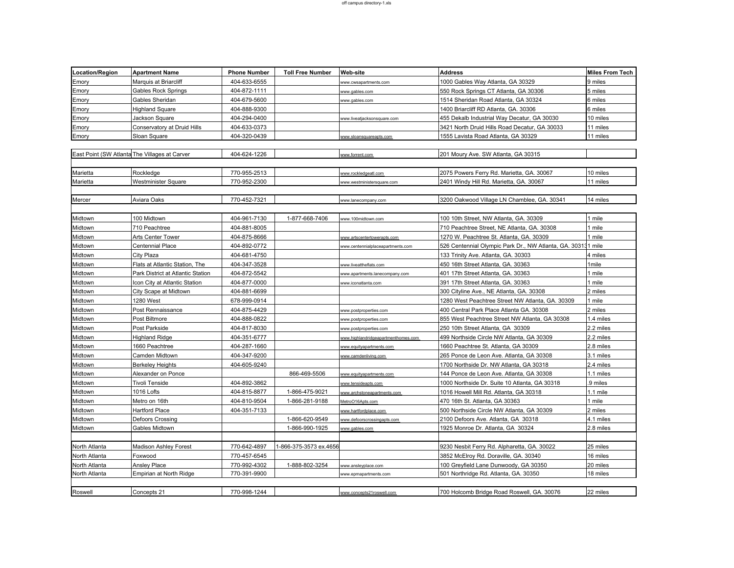| Location/Region | Apartment Name | Phone Number | Toll Free Number | Web-site | Address | Miles From Tech |
|---|---|---|---|---|---|---|
| Emory | Marquis at Briarcliff | 404-633-6555 | | www.cwsapartments.com | 1000 Gables Way Atlanta, GA 30329 | 9 miles |
| Emory | Gables Rock Springs | 404-872-1111 | | www.gables.com | 550 Rock Springs CT Atlanta, GA 30306 | 5 miles |
| Emory | Gables Sheridan | 404-679-5600 | | www.gables.com | 1514 Sheridan Road Atlanta, GA 30324 | 6 miles |
| Emory | Highland Square | 404-888-9300 | | | 1400 Briarcliff RD Atlanta, GA. 30306 | 6 miles |
| Emory | Jackson Square | 404-294-0400 | | www.liveatjacksonsquare.com | 455 Dekalb Industrial Way Decatur, GA 30030 | 10 miles |
| Emory | Conservatory at Druid Hills | 404-633-0373 | | | 3421 North Druid Hills Road Decatur, GA 30033 | 11 miles |
| Emory | Sloan Square | 404-320-0439 | | www.sloansquareapts.com | 1555 Lavista Road Atlanta, GA 30329 | 11 miles |
| | | | | | | |
| East Point (SW Atlanta | The Villages at Carver | 404-624-1226 | | www.forrent.com | 201 Moury Ave. SW Atlanta, GA 30315 | |
| | | | | | | |
| Marietta | Rockledge | 770-955-2513 | | www.rockledgeatl.com | 2075 Powers Ferry Rd. Marietta, GA. 30067 | 10 miles |
| Marietta | Westminister Square | 770-952-2300 | | www.westministersquare.com | 2401 Windy Hill Rd. Marietta, GA. 30067 | 11 miles |
| | | | | | | |
| Mercer | Aviara Oaks | 770-452-7321 | | www.lanecompany.com | 3200 Oakwood Village LN Chamblee, GA. 30341 | 14 miles |
| | | | | | | |
| Midtown | 100 Midtown | 404-961-7130 | 1-877-668-7406 | www.100midtown.com | 100 10th Street, NW Atlanta, GA. 30309 | 1 mile |
| Midtown | 710 Peachtree | 404-881-8005 | | | 710 Peachtree Street, NE Atlanta, GA. 30308 | 1 mile |
| Midtown | Arts Center Tower | 404-875-8666 | | www.artscentertowerapts.com | 1270 W. Peachtree St. Atlanta, GA. 30309 | 1 mile |
| Midtown | Centennial Place | 404-892-0772 | | www.centennialplaceapartments.com | 526 Centennial Olympic Park Dr., NW Atlanta, GA. 30313 | 1 mile |
| Midtown | City Plaza | 404-681-4750 | | | 133 Trinity Ave. Atlanta, GA. 30303 | 4 miles |
| Midtown | Flats at Atlantic Station, The | 404-347-3528 | | www.liveattheflats.com | 450 16th Street Atlanta, GA. 30363 | 1mile |
| Midtown | Park District at Atlantic Station | 404-872-5542 | | www.apartments.lanecompany.com | 401 17th Street Atlanta, GA. 30363 | 1 mile |
| Midtown | Icon City at Atlantic Station | 404-877-0000 | | www.iconatlanta.com | 391 17th Street Atlanta, GA. 30363 | 1 mile |
| Midtown | City Scape at Midtown | 404-881-6699 | | | 300 Cityline Ave., NE Atlanta, GA. 30308 | 2 miles |
| Midtown | 1280 West | 678-999-0914 | | | 1280 West Peachtree Street NW Atlanta, GA. 30309 | 1 mile |
| Midtown | Post Rennaissance | 404-875-4429 | | www.postproperties.com | 400 Central Park Place Atlanta GA. 30308 | 2 miles |
| Midtown | Post Biltmore | 404-888-0822 | | www.postproperties.com | 855 West Peachtree Street NW Atlanta, GA 30308 | 1.4 miles |
| Midtown | Post Parkside | 404-817-8030 | | www.postproperties.com | 250 10th Street Atlanta, GA 30309 | 2.2 miles |
| Midtown | Highland Ridge | 404-351-6777 | | www.highlandridgeapartmenthomes.com | 499 Northside Circle NW Atlanta, GA 30309 | 2.2 miles |
| Midtown | 1660 Peachtree | 404-287-1660 | | www.equityapartments.com | 1660 Peachtree St. Atlanta, GA 30309 | 2.8 miles |
| Midtown | Camden Midtown | 404-347-9200 | | www.camdenliving.com | 265 Ponce de Leon Ave. Atlanta, GA 30308 | 3.1 miles |
| Midtown | Berkeley Heights | 404-605-9240 | | | 1700 Northside Dr. NW Atlanta, GA 30318 | 2.4 miles |
| Midtown | Alexander on Ponce | | 866-469-5506 | www.equityapartments.com | 144 Ponce de Leon Ave. Atlanta, GA 30308 | 1.1 miles |
| Midtown | Tivoli Tenside | 404-892-3862 | | www.tensideapts.com | 1000 Northside Dr. Suite 10 Atlanta, GA 30318 | .9 miles |
| Midtown | 1016 Lofts | 404-815-8877 | 1-866-475-9021 | www.archstoneapartments.com | 1016 Howell Mill Rd. Atlanta, GA 30318 | 1.1 mile |
| Midtown | Metro on 16th | 404-810-9504 | 1-866-281-9188 | MetroO16Apts.com | 470 16th St. Atlanta, GA 30363 | 1 mile |
| Midtown | Hartford Place | 404-351-7133 | | www.hartfordplace.com | 500 Northside Circle NW Atlanta, GA 30309 | 2 miles |
| Midtown | Defoors Crossing | | 1-866-620-9549 | www.defoorscrossingapts.com | 2100 Defoors Ave. Atlanta, GA 30318 | 4.1 miles |
| Midtown | Gables Midtown | | 1-866-990-1925 | www.gables.com | 1925 Monroe Dr. Atlanta, GA 30324 | 2.8 miles |
| | | | | | | |
| North Atlanta | Madison Ashley Forest | 770-642-4897 | 1-866-375-3573 ex.4656 | | 9230 Nesbit Ferry Rd. Alpharetta, GA. 30022 | 25 miles |
| North Atlanta | Foxwood | 770-457-6545 | | | 3852 McElroy Rd. Doraville, GA. 30340 | 16 miles |
| North Atlanta | Ansley Place | 770-992-4302 | 1-888-802-3254 | www.ansleyplace.com | 100 Greyfield Lane Dunwoody, GA 30350 | 20 miles |
| North Atlanta | Empirian at North Ridge | 770-391-9900 | | www.epmapartments.com | 501 Northridge Rd. Atlanta, GA. 30350 | 18 miles |
| | | | | | | |
| Roswell | Concepts 21 | 770-998-1244 | | www.concepts21roswell.com | 700 Holcomb Bridge Road Roswell, GA. 30076 | 22 miles |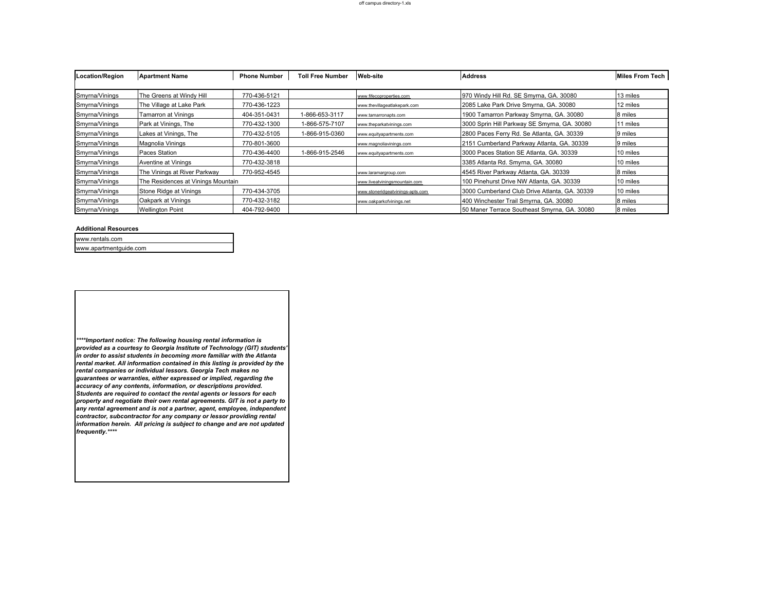| Location/Region | Apartment Name | Phone Number | Toll Free Number | Web-site | Address | Miles From Tech |
|---|---|---|---|---|---|---|
| Smyrna/Vinings | The Greens at Windy Hill | 770-436-5121 | | www.fifecoproperties.com | 970 Windy Hill Rd. SE Smyrna, GA. 30080 | 13 miles |
| Smyrna/Vinings | The Village at Lake Park | 770-436-1223 | | www.thevillageatlakepark.com | 2085 Lake Park Drive Smyrna, GA. 30080 | 12 miles |
| Smyrna/Vinings | Tamarron at Vinings | 404-351-0431 | 1-866-653-3117 | www.tamarronapts.com | 1900 Tamarron Parkway Smyrna, GA. 30080 | 8 miles |
| Smyrna/Vinings | Park at Vinings, The | 770-432-1300 | 1-866-575-7107 | www.theparkatvinings.com | 3000 Sprin Hill Parkway SE Smyrna, GA. 30080 | 11 miles |
| Smyrna/Vinings | Lakes at Vinings, The | 770-432-5105 | 1-866-915-0360 | www.equityapartments.com | 2800 Paces Ferry Rd. Se Atlanta, GA. 30339 | 9 miles |
| Smyrna/Vinings | Magnolia Vinings | 770-801-3600 | | www.magnoliavinings.com | 2151 Cumberland Parkway Atlanta, GA. 30339 | 9 miles |
| Smyrna/Vinings | Paces Station | 770-436-4400 | 1-866-915-2546 | www.equityapartments.com | 3000 Paces Station SE Atlanta, GA. 30339 | 10 miles |
| Smyrna/Vinings | Aventine at Vinings | 770-432-3818 | | | 3385 Atlanta Rd. Smyrna, GA. 30080 | 10 miles |
| Smyrna/Vinings | The Vinings at River Parkway | 770-952-4545 | | www.laramargroup.com | 4545 River Parkway Atlanta, GA. 30339 | 8 miles |
| Smyrna/Vinings | The Residences at Vinings Mountain | | | www.liveatviningsmountain.com | 100 Pinehurst Drive NW Atlanta, GA. 30339 | 10 miles |
| Smyrna/Vinings | Stone Ridge at Vinings | 770-434-3705 | | www.stoneridgeatvinings-apts.com | 3000 Cumberland Club Drive Atlanta, GA. 30339 | 10 miles |
| Smyrna/Vinings | Oakpark at Vinings | 770-432-3182 | | www.oakparkofvinings.net | 400 Winchester Trail Smyrna, GA. 30080 | 8 miles |
| Smyrna/Vinings | Wellington Point | 404-792-9400 | | | 50 Maner Terrace Southeast Smyrna, GA. 30080 | 8 miles |

**Additional Resources**

| |
|---|
| www.rentals.com |
| www.apartmentguide.com |

***\*\*\*\*Important notice: The following housing rental information is provided as a courtesy to Georgia Institute of Technology (GIT) students' in order to assist students in becoming more familiar with the Atlanta rental market. All information contained in this listing is provided by the rental companies or individual lessors. Georgia Tech makes no guarantees or warranties, either expressed or implied, regarding the accuracy of any contents, information, or descriptions provided. Students are required to contact the rental agents or lessors for each property and negotiate their own rental agreements. GIT is not a party to any rental agreement and is not a partner, agent, employee, independent contractor, subcontractor for any company or lessor providing rental information herein. All pricing is subject to change and are not updated frequently.\*\*\*\****